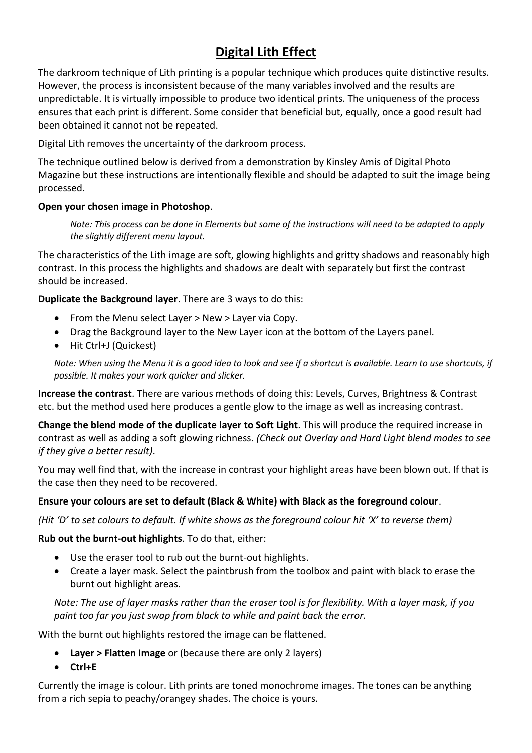# Digital Lith Effect

The darkroom technique of Lith printing is a popular technique which produces quite distinctive results. However, the process is inconsistent because of the many variables involved and the results are unpredictable. It is virtually impossible to produce two identical prints. The uniqueness of the process ensures that each print is different. Some consider that beneficial but, equally, once a good result had been obtained it cannot not be repeated.

Digital Lith removes the uncertainty of the darkroom process.

The technique outlined below is derived from a demonstration by Kinsley Amis of Digital Photo Magazine but these instructions are intentionally flexible and should be adapted to suit the image being processed.

**Open your chosen image in Photoshop**.

> *Note: This process can be done in Elements but some of the instructions will need to be adapted to apply the slightly different menu layout.*

The characteristics of the Lith image are soft, glowing highlights and gritty shadows and reasonably high contrast. In this process the highlights and shadows are dealt with separately but first the contrast should be increased.

**Duplicate the Background layer**. There are 3 ways to do this:

- From the Menu select Layer > New > Layer via Copy.
- Drag the Background layer to the New Layer icon at the bottom of the Layers panel.
- Hit Ctrl+J (Quickest)

> *Note: When using the Menu it is a good idea to look and see if a shortcut is available. Learn to use shortcuts, if possible. It makes your work quicker and slicker.*

**Increase the contrast**. There are various methods of doing this: Levels, Curves, Brightness & Contrast etc. but the method used here produces a gentle glow to the image as well as increasing contrast.

**Change the blend mode of the duplicate layer to Soft Light**. This will produce the required increase in contrast as well as adding a soft glowing richness. *(Check out Overlay and Hard Light blend modes to see if they give a better result).*

You may well find that, with the increase in contrast your highlight areas have been blown out. If that is the case then they need to be recovered.

**Ensure your colours are set to default (Black & White) with Black as the foreground colour**.

*(Hit 'D' to set colours to default. If white shows as the foreground colour hit 'X' to reverse them)*

**Rub out the burnt-out highlights**. To do that, either:

- Use the eraser tool to rub out the burnt-out highlights.
- Create a layer mask. Select the paintbrush from the toolbox and paint with black to erase the burnt out highlight areas.

> *Note: The use of layer masks rather than the eraser tool is for flexibility. With a layer mask, if you paint too far you just swap from black to while and paint back the error.*

With the burnt out highlights restored the image can be flattened.

- **Layer > Flatten Image** or (because there are only 2 layers)
- **Ctrl+E**

Currently the image is colour. Lith prints are toned monochrome images. The tones can be anything from a rich sepia to peachy/orangey shades. The choice is yours.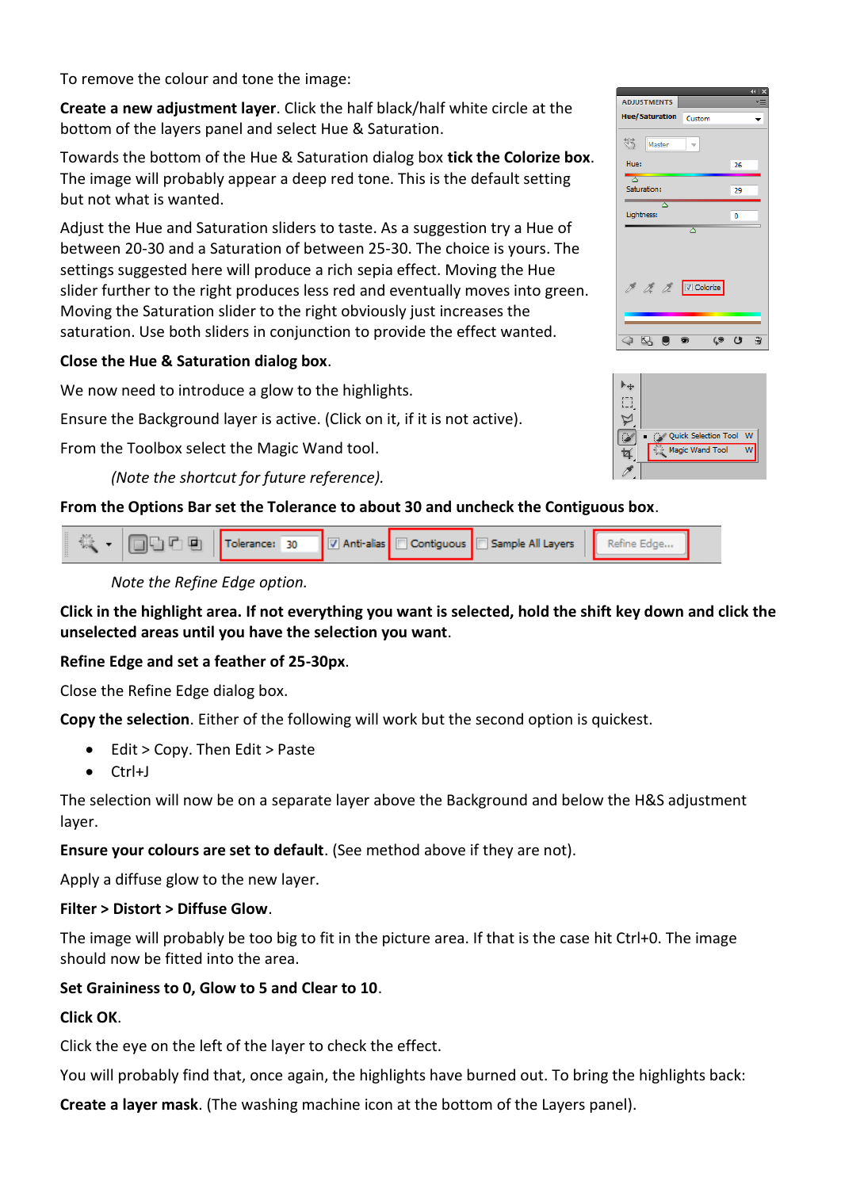To remove the colour and tone the image:

**Create a new adjustment layer**. Click the half black/half white circle at the bottom of the layers panel and select Hue & Saturation.

Towards the bottom of the Hue & Saturation dialog box **tick the Colorize box**. The image will probably appear a deep red tone. This is the default setting but not what is wanted.

Adjust the Hue and Saturation sliders to taste. As a suggestion try a Hue of between 20-30 and a Saturation of between 25-30. The choice is yours. The settings suggested here will produce a rich sepia effect. Moving the Hue slider further to the right produces less red and eventually moves into green. Moving the Saturation slider to the right obviously just increases the saturation. Use both sliders in conjunction to provide the effect wanted.

**Close the Hue & Saturation dialog box**.

We now need to introduce a glow to the highlights.

Ensure the Background layer is active. (Click on it, if it is not active).

From the Toolbox select the Magic Wand tool.

*(Note the shortcut for future reference).*

**From the Options Bar set the Tolerance to about 30 and uncheck the Contiguous box**.

*Note the Refine Edge option.*

**Click in the highlight area. If not everything you want is selected, hold the shift key down and click the unselected areas until you have the selection you want**.

**Refine Edge and set a feather of 25-30px**.

Close the Refine Edge dialog box.

**Copy the selection**. Either of the following will work but the second option is quickest.

- Edit > Copy. Then Edit > Paste
- Ctrl+J

The selection will now be on a separate layer above the Background and below the H&S adjustment layer.

**Ensure your colours are set to default**. (See method above if they are not).

Apply a diffuse glow to the new layer.

**Filter > Distort > Diffuse Glow**.

The image will probably be too big to fit in the picture area. If that is the case hit Ctrl+0. The image should now be fitted into the area.

**Set Graininess to 0, Glow to 5 and Clear to 10**.

**Click OK**.

Click the eye on the left of the layer to check the effect.

You will probably find that, once again, the highlights have burned out. To bring the highlights back:

**Create a layer mask**. (The washing machine icon at the bottom of the Layers panel).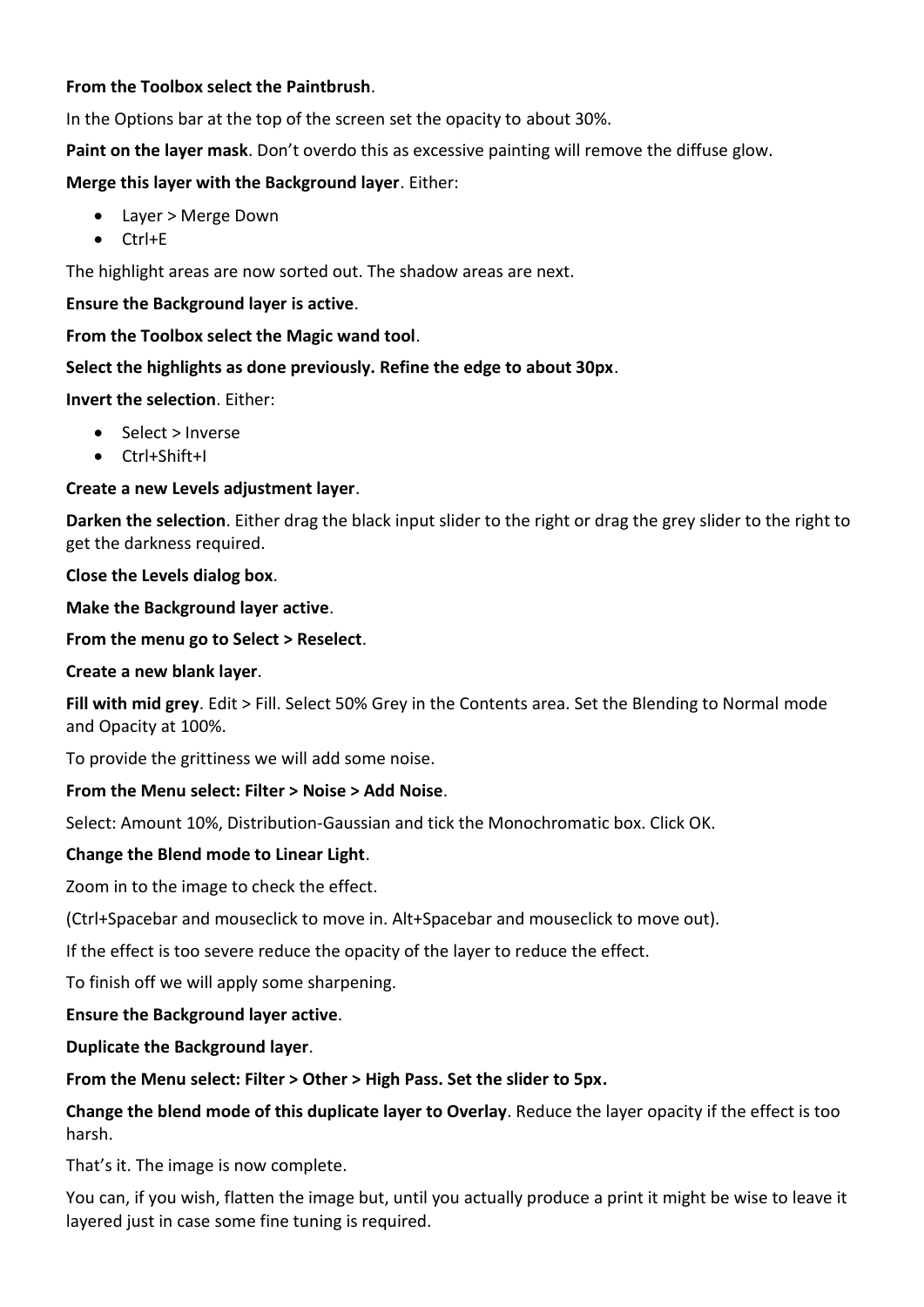**From the Toolbox select the Paintbrush**.

In the Options bar at the top of the screen set the opacity to about 30%.

**Paint on the layer mask**. Don't overdo this as excessive painting will remove the diffuse glow.

**Merge this layer with the Background layer**. Either:

- Layer > Merge Down
- Ctrl+E

The highlight areas are now sorted out. The shadow areas are next.

**Ensure the Background layer is active**.

**From the Toolbox select the Magic wand tool**.

**Select the highlights as done previously. Refine the edge to about 30px**.

**Invert the selection**. Either:

- Select > Inverse
- Ctrl+Shift+I

**Create a new Levels adjustment layer**.

**Darken the selection**. Either drag the black input slider to the right or drag the grey slider to the right to get the darkness required.

**Close the Levels dialog box**.

**Make the Background layer active**.

**From the menu go to Select > Reselect**.

**Create a new blank layer**.

**Fill with mid grey**. Edit > Fill. Select 50% Grey in the Contents area. Set the Blending to Normal mode and Opacity at 100%.

To provide the grittiness we will add some noise.

**From the Menu select: Filter > Noise > Add Noise**.

Select: Amount 10%, Distribution-Gaussian and tick the Monochromatic box. Click OK.

**Change the Blend mode to Linear Light**.

Zoom in to the image to check the effect.

(Ctrl+Spacebar and mouseclick to move in. Alt+Spacebar and mouseclick to move out).

If the effect is too severe reduce the opacity of the layer to reduce the effect.

To finish off we will apply some sharpening.

**Ensure the Background layer active**.

**Duplicate the Background layer**.

**From the Menu select: Filter > Other > High Pass. Set the slider to 5px.**

**Change the blend mode of this duplicate layer to Overlay**. Reduce the layer opacity if the effect is too harsh.

That's it. The image is now complete.

You can, if you wish, flatten the image but, until you actually produce a print it might be wise to leave it layered just in case some fine tuning is required.